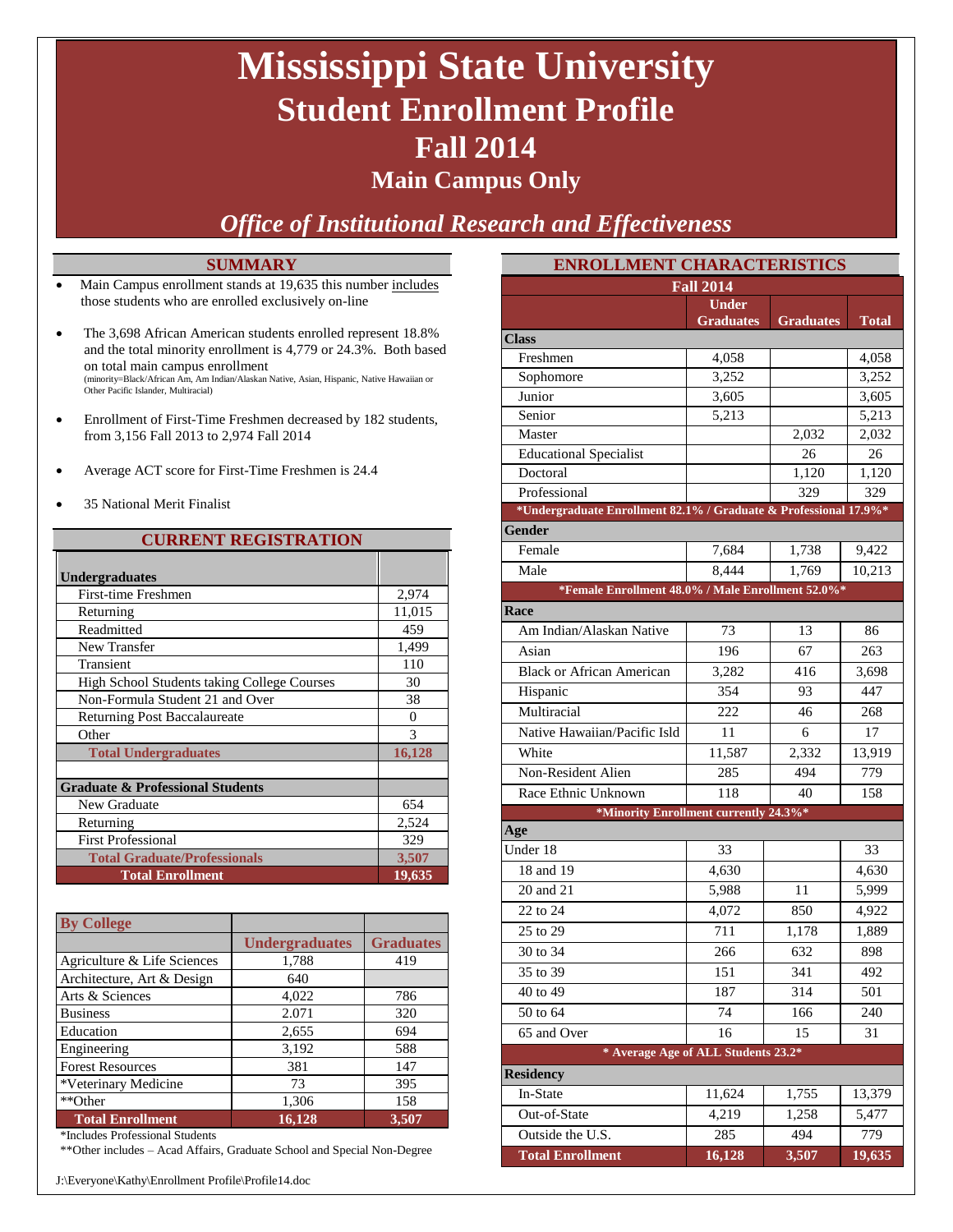# Mississippi State University
## Student Enrollment Profile
## Fall 2014
### Main Campus Only

*Office of Institutional Research and Effectiveness*

## SUMMARY

- Main Campus enrollment stands at 19,635 this number includes those students who are enrolled exclusively on-line
- The 3,698 African American students enrolled represent 18.8% and the total minority enrollment is 4,779 or 24.3%. Both based on total main campus enrollment
  (minority=Black/African Am, Am Indian/Alaskan Native, Asian, Hispanic, Native Hawaiian or Other Pacific Islander, Multiracial)
- Enrollment of First-Time Freshmen decreased by 182 students, from 3,156 Fall 2013 to 2,974 Fall 2014
- Average ACT score for First-Time Freshmen is 24.4
- 35 National Merit Finalist

## CURRENT REGISTRATION

| Undergraduates | |
|---|---|
| First-time Freshmen | 2,974 |
| Returning | 11,015 |
| Readmitted | 459 |
| New Transfer | 1,499 |
| Transient | 110 |
| High School Students taking College Courses | 30 |
| Non-Formula Student 21 and Over | 38 |
| Returning Post Baccalaureate | 0 |
| Other | 3 |
| **Total Undergraduates** | **16,128** |
| | |
| **Graduate & Professional Students** | |
| New Graduate | 654 |
| Returning | 2,524 |
| First Professional | 329 |
| **Total Graduate/Professionals** | **3,507** |
| **Total Enrollment** | **19,635** |

| By College | Undergraduates | Graduates |
|---|---|---|
| Agriculture & Life Sciences | 1,788 | 419 |
| Architecture, Art & Design | 640 | |
| Arts & Sciences | 4,022 | 786 |
| Business | 2.071 | 320 |
| Education | 2,655 | 694 |
| Engineering | 3,192 | 588 |
| Forest Resources | 381 | 147 |
| *Veterinary Medicine | 73 | 395 |
| **Other | 1,306 | 158 |
| **Total Enrollment** | **16,128** | **3,507** |

*Includes Professional Students

**Other includes – Acad Affairs, Graduate School and Special Non-Degree

## ENROLLMENT CHARACTERISTICS

| Fall 2014 | Under Graduates | Graduates | Total |
|---|---|---|---|
| **Class** | | | |
| Freshmen | 4,058 | | 4,058 |
| Sophomore | 3,252 | | 3,252 |
| Junior | 3,605 | | 3,605 |
| Senior | 5,213 | | 5,213 |
| Master | | 2,032 | 2,032 |
| Educational Specialist | | 26 | 26 |
| Doctoral | | 1,120 | 1,120 |
| Professional | | 329 | 329 |
| *Undergraduate Enrollment 82.1% / Graduate & Professional 17.9%* | | | |
| **Gender** | | | |
| Female | 7,684 | 1,738 | 9,422 |
| Male | 8,444 | 1,769 | 10,213 |
| *Female Enrollment 48.0% / Male Enrollment 52.0%* | | | |
| **Race** | | | |
| Am Indian/Alaskan Native | 73 | 13 | 86 |
| Asian | 196 | 67 | 263 |
| Black or African American | 3,282 | 416 | 3,698 |
| Hispanic | 354 | 93 | 447 |
| Multiracial | 222 | 46 | 268 |
| Native Hawaiian/Pacific Isld | 11 | 6 | 17 |
| White | 11,587 | 2,332 | 13,919 |
| Non-Resident Alien | 285 | 494 | 779 |
| Race Ethnic Unknown | 118 | 40 | 158 |
| *Minority Enrollment currently 24.3%* | | | |
| **Age** | | | |
| Under 18 | 33 | | 33 |
| 18 and 19 | 4,630 | | 4,630 |
| 20 and 21 | 5,988 | 11 | 5,999 |
| 22 to 24 | 4,072 | 850 | 4,922 |
| 25 to 29 | 711 | 1,178 | 1,889 |
| 30 to 34 | 266 | 632 | 898 |
| 35 to 39 | 151 | 341 | 492 |
| 40 to 49 | 187 | 314 | 501 |
| 50 to 64 | 74 | 166 | 240 |
| 65 and Over | 16 | 15 | 31 |
| * Average Age of ALL Students 23.2* | | | |
| **Residency** | | | |
| In-State | 11,624 | 1,755 | 13,379 |
| Out-of-State | 4,219 | 1,258 | 5,477 |
| Outside the U.S. | 285 | 494 | 779 |
| **Total Enrollment** | **16,128** | **3,507** | **19,635** |

J:\Everyone\Kathy\Enrollment Profile\Profile14.doc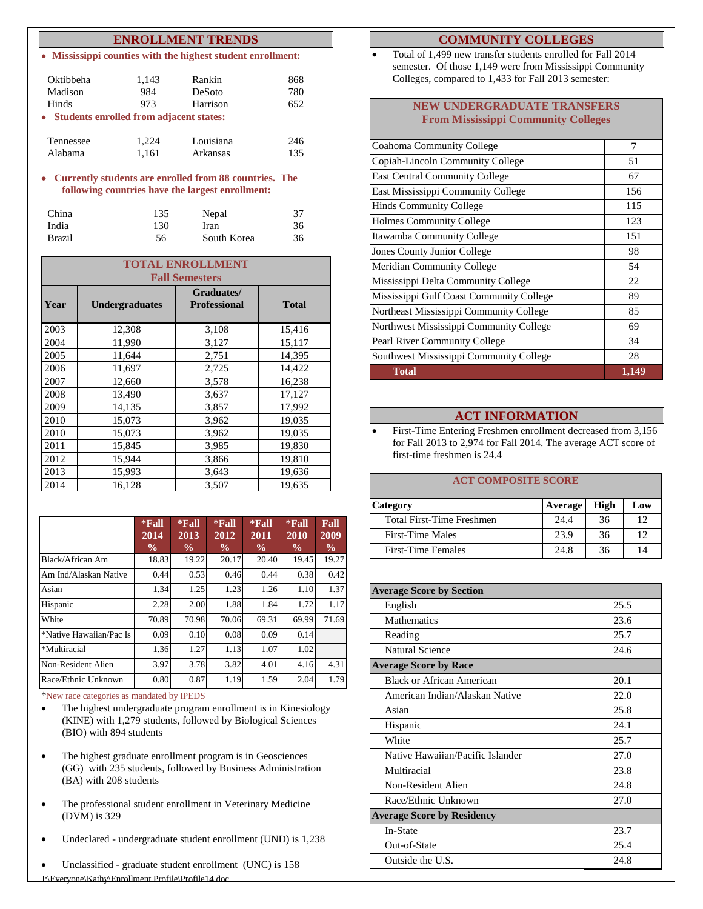## ENROLLMENT TRENDS

- **Mississippi counties with the highest student enrollment:**

| | | | |
|---|---|---|---|
| Oktibbeha | 1,143 | Rankin | 868 |
| Madison | 984 | DeSoto | 780 |
| Hinds | 973 | Harrison | 652 |

- **Students enrolled from adjacent states:**

| | | | |
|---|---|---|---|
| Tennessee | 1,224 | Louisiana | 246 |
| Alabama | 1,161 | Arkansas | 135 |

- **Currently students are enrolled from 88 countries. The following countries have the largest enrollment:**

| | | | |
|---|---|---|---|
| China | 135 | Nepal | 37 |
| India | 130 | Iran | 36 |
| Brazil | 56 | South Korea | 36 |

**TOTAL ENROLLMENT Fall Semesters**

| Year | Undergraduates | Graduates/ Professional | Total |
|---|---|---|---|
| 2003 | 12,308 | 3,108 | 15,416 |
| 2004 | 11,990 | 3,127 | 15,117 |
| 2005 | 11,644 | 2,751 | 14,395 |
| 2006 | 11,697 | 2,725 | 14,422 |
| 2007 | 12,660 | 3,578 | 16,238 |
| 2008 | 13,490 | 3,637 | 17,127 |
| 2009 | 14,135 | 3,857 | 17,992 |
| 2010 | 15,073 | 3,962 | 19,035 |
| 2010 | 15,073 | 3,962 | 19,035 |
| 2011 | 15,845 | 3,985 | 19,830 |
| 2012 | 15,944 | 3,866 | 19,810 |
| 2013 | 15,993 | 3,643 | 19,636 |
| 2014 | 16,128 | 3,507 | 19,635 |

| | *Fall 2014 % | *Fall 2013 % | *Fall 2012 % | *Fall 2011 % | *Fall 2010 % | Fall 2009 % |
|---|---|---|---|---|---|---|
| Black/African Am | 18.83 | 19.22 | 20.17 | 20.40 | 19.45 | 19.27 |
| Am Ind/Alaskan Native | 0.44 | 0.53 | 0.46 | 0.44 | 0.38 | 0.42 |
| Asian | 1.34 | 1.25 | 1.23 | 1.26 | 1.10 | 1.37 |
| Hispanic | 2.28 | 2.00 | 1.88 | 1.84 | 1.72 | 1.17 |
| White | 70.89 | 70.98 | 70.06 | 69.31 | 69.99 | 71.69 |
| *Native Hawaiian/Pac Is | 0.09 | 0.10 | 0.08 | 0.09 | 0.14 | |
| *Multiracial | 1.36 | 1.27 | 1.13 | 1.07 | 1.02 | |
| Non-Resident Alien | 3.97 | 3.78 | 3.82 | 4.01 | 4.16 | 4.31 |
| Race/Ethnic Unknown | 0.80 | 0.87 | 1.19 | 1.59 | 2.04 | 1.79 |

*New race categories as mandated by IPEDS

- The highest undergraduate program enrollment is in Kinesiology (KINE) with 1,279 students, followed by Biological Sciences (BIO) with 894 students
- The highest graduate enrollment program is in Geosciences (GG) with 235 students, followed by Business Administration (BA) with 208 students
- The professional student enrollment in Veterinary Medicine (DVM) is 329
- Undeclared - undergraduate student enrollment (UND) is 1,238
- Unclassified - graduate student enrollment (UNC) is 158

## COMMUNITY COLLEGES

- Total of 1,499 new transfer students enrolled for Fall 2014 semester. Of those 1,149 were from Mississippi Community Colleges, compared to 1,433 for Fall 2013 semester:

**NEW UNDERGRADUATE TRANSFERS From Mississippi Community Colleges**

| College | |
|---|---|
| Coahoma Community College | 7 |
| Copiah-Lincoln Community College | 51 |
| East Central Community College | 67 |
| East Mississippi Community College | 156 |
| Hinds Community College | 115 |
| Holmes Community College | 123 |
| Itawamba Community College | 151 |
| Jones County Junior College | 98 |
| Meridian Community College | 54 |
| Mississippi Delta Community College | 22 |
| Mississippi Gulf Coast Community College | 89 |
| Northeast Mississippi Community College | 85 |
| Northwest Mississippi Community College | 69 |
| Pearl River Community College | 34 |
| Southwest Mississippi Community College | 28 |
| **Total** | **1,149** |

## ACT INFORMATION

- First-Time Entering Freshmen enrollment decreased from 3,156 for Fall 2013 to 2,974 for Fall 2014. The average ACT score of first-time freshmen is 24.4

**ACT COMPOSITE SCORE**

| Category | Average | High | Low |
|---|---|---|---|
| Total First-Time Freshmen | 24.4 | 36 | 12 |
| First-Time Males | 23.9 | 36 | 12 |
| First-Time Females | 24.8 | 36 | 14 |

| **Average Score by Section** | |
|---|---|
| English | 25.5 |
| Mathematics | 23.6 |
| Reading | 25.7 |
| Natural Science | 24.6 |
| **Average Score by Race** | |
| Black or African American | 20.1 |
| American Indian/Alaskan Native | 22.0 |
| Asian | 25.8 |
| Hispanic | 24.1 |
| White | 25.7 |
| Native Hawaiian/Pacific Islander | 27.0 |
| Multiracial | 23.8 |
| Non-Resident Alien | 24.8 |
| Race/Ethnic Unknown | 27.0 |
| **Average Score by Residency** | |
| In-State | 23.7 |
| Out-of-State | 25.4 |
| Outside the U.S. | 24.8 |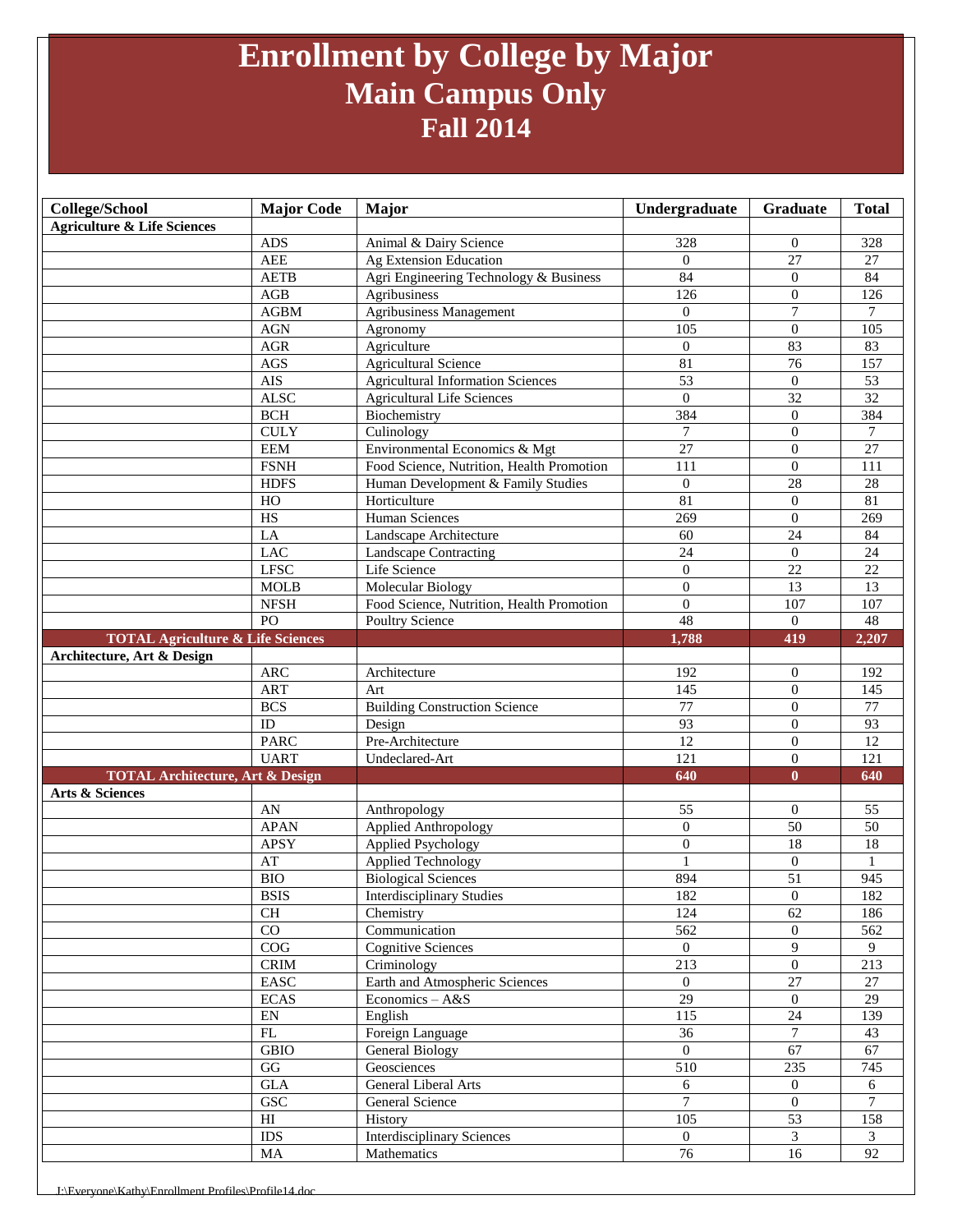# Enrollment by College by Major
## Main Campus Only
## Fall 2014

| College/School | Major Code | Major | Undergraduate | Graduate | Total |
|---|---|---|---|---|---|
| **Agriculture & Life Sciences** | | | | | |
| | ADS | Animal & Dairy Science | 328 | 0 | 328 |
| | AEE | Ag Extension Education | 0 | 27 | 27 |
| | AETB | Agri Engineering Technology & Business | 84 | 0 | 84 |
| | AGB | Agribusiness | 126 | 0 | 126 |
| | AGBM | Agribusiness Management | 0 | 7 | 7 |
| | AGN | Agronomy | 105 | 0 | 105 |
| | AGR | Agriculture | 0 | 83 | 83 |
| | AGS | Agricultural Science | 81 | 76 | 157 |
| | AIS | Agricultural Information Sciences | 53 | 0 | 53 |
| | ALSC | Agricultural Life Sciences | 0 | 32 | 32 |
| | BCH | Biochemistry | 384 | 0 | 384 |
| | CULY | Culinology | 7 | 0 | 7 |
| | EEM | Environmental Economics & Mgt | 27 | 0 | 27 |
| | FSNH | Food Science, Nutrition, Health Promotion | 111 | 0 | 111 |
| | HDFS | Human Development & Family Studies | 0 | 28 | 28 |
| | HO | Horticulture | 81 | 0 | 81 |
| | HS | Human Sciences | 269 | 0 | 269 |
| | LA | Landscape Architecture | 60 | 24 | 84 |
| | LAC | Landscape Contracting | 24 | 0 | 24 |
| | LFSC | Life Science | 0 | 22 | 22 |
| | MOLB | Molecular Biology | 0 | 13 | 13 |
| | NFSH | Food Science, Nutrition, Health Promotion | 0 | 107 | 107 |
| | PO | Poultry Science | 48 | 0 | 48 |
| **TOTAL Agriculture & Life Sciences** | | | **1,788** | **419** | **2,207** |
| **Architecture, Art & Design** | | | | | |
| | ARC | Architecture | 192 | 0 | 192 |
| | ART | Art | 145 | 0 | 145 |
| | BCS | Building Construction Science | 77 | 0 | 77 |
| | ID | Design | 93 | 0 | 93 |
| | PARC | Pre-Architecture | 12 | 0 | 12 |
| | UART | Undeclared-Art | 121 | 0 | 121 |
| **TOTAL Architecture, Art & Design** | | | **640** | **0** | **640** |
| **Arts & Sciences** | | | | | |
| | AN | Anthropology | 55 | 0 | 55 |
| | APAN | Applied Anthropology | 0 | 50 | 50 |
| | APSY | Applied Psychology | 0 | 18 | 18 |
| | AT | Applied Technology | 1 | 0 | 1 |
| | BIO | Biological Sciences | 894 | 51 | 945 |
| | BSIS | Interdisciplinary Studies | 182 | 0 | 182 |
| | CH | Chemistry | 124 | 62 | 186 |
| | CO | Communication | 562 | 0 | 562 |
| | COG | Cognitive Sciences | 0 | 9 | 9 |
| | CRIM | Criminology | 213 | 0 | 213 |
| | EASC | Earth and Atmospheric Sciences | 0 | 27 | 27 |
| | ECAS | Economics – A&S | 29 | 0 | 29 |
| | EN | English | 115 | 24 | 139 |
| | FL | Foreign Language | 36 | 7 | 43 |
| | GBIO | General Biology | 0 | 67 | 67 |
| | GG | Geosciences | 510 | 235 | 745 |
| | GLA | General Liberal Arts | 6 | 0 | 6 |
| | GSC | General Science | 7 | 0 | 7 |
| | HI | History | 105 | 53 | 158 |
| | IDS | Interdisciplinary Sciences | 0 | 3 | 3 |
| | MA | Mathematics | 76 | 16 | 92 |

J:\Everyone\Kathy\Enrollment Profiles\Profile14.doc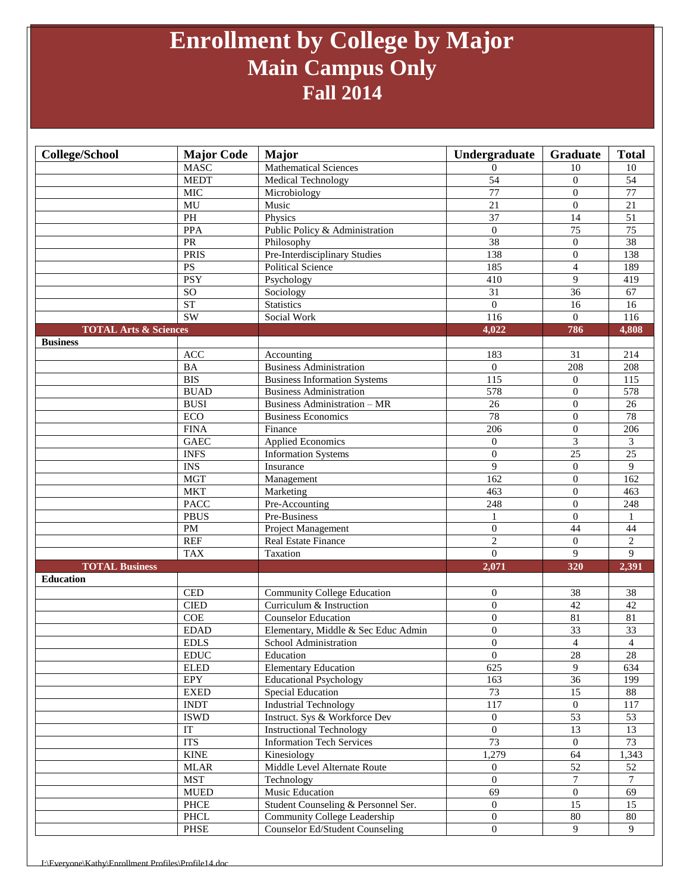# Enrollment by College by Major
## Main Campus Only
## Fall 2014

| College/School | Major Code | Major | Undergraduate | Graduate | Total |
|---|---|---|---|---|---|
| | MASC | Mathematical Sciences | 0 | 10 | 10 |
| | MEDT | Medical Technology | 54 | 0 | 54 |
| | MIC | Microbiology | 77 | 0 | 77 |
| | MU | Music | 21 | 0 | 21 |
| | PH | Physics | 37 | 14 | 51 |
| | PPA | Public Policy & Administration | 0 | 75 | 75 |
| | PR | Philosophy | 38 | 0 | 38 |
| | PRIS | Pre-Interdisciplinary Studies | 138 | 0 | 138 |
| | PS | Political Science | 185 | 4 | 189 |
| | PSY | Psychology | 410 | 9 | 419 |
| | SO | Sociology | 31 | 36 | 67 |
| | ST | Statistics | 0 | 16 | 16 |
| | SW | Social Work | 116 | 0 | 116 |
| **TOTAL Arts & Sciences** | | | **4,022** | **786** | **4,808** |
| **Business** | | | | | |
| | ACC | Accounting | 183 | 31 | 214 |
| | BA | Business Administration | 0 | 208 | 208 |
| | BIS | Business Information Systems | 115 | 0 | 115 |
| | BUAD | Business Administration | 578 | 0 | 578 |
| | BUSI | Business Administration – MR | 26 | 0 | 26 |
| | ECO | Business Economics | 78 | 0 | 78 |
| | FINA | Finance | 206 | 0 | 206 |
| | GAEC | Applied Economics | 0 | 3 | 3 |
| | INFS | Information Systems | 0 | 25 | 25 |
| | INS | Insurance | 9 | 0 | 9 |
| | MGT | Management | 162 | 0 | 162 |
| | MKT | Marketing | 463 | 0 | 463 |
| | PACC | Pre-Accounting | 248 | 0 | 248 |
| | PBUS | Pre-Business | 1 | 0 | 1 |
| | PM | Project Management | 0 | 44 | 44 |
| | REF | Real Estate Finance | 2 | 0 | 2 |
| | TAX | Taxation | 0 | 9 | 9 |
| **TOTAL Business** | | | **2,071** | **320** | **2,391** |
| **Education** | | | | | |
| | CED | Community College Education | 0 | 38 | 38 |
| | CIED | Curriculum & Instruction | 0 | 42 | 42 |
| | COE | Counselor Education | 0 | 81 | 81 |
| | EDAD | Elementary, Middle & Sec Educ Admin | 0 | 33 | 33 |
| | EDLS | School Administration | 0 | 4 | 4 |
| | EDUC | Education | 0 | 28 | 28 |
| | ELED | Elementary Education | 625 | 9 | 634 |
| | EPY | Educational Psychology | 163 | 36 | 199 |
| | EXED | Special Education | 73 | 15 | 88 |
| | INDT | Industrial Technology | 117 | 0 | 117 |
| | ISWD | Instruct. Sys & Workforce Dev | 0 | 53 | 53 |
| | IT | Instructional Technology | 0 | 13 | 13 |
| | ITS | Information Tech Services | 73 | 0 | 73 |
| | KINE | Kinesiology | 1,279 | 64 | 1,343 |
| | MLAR | Middle Level Alternate Route | 0 | 52 | 52 |
| | MST | Technology | 0 | 7 | 7 |
| | MUED | Music Education | 69 | 0 | 69 |
| | PHCE | Student Counseling & Personnel Ser. | 0 | 15 | 15 |
| | PHCL | Community College Leadership | 0 | 80 | 80 |
| | PHSE | Counselor Ed/Student Counseling | 0 | 9 | 9 |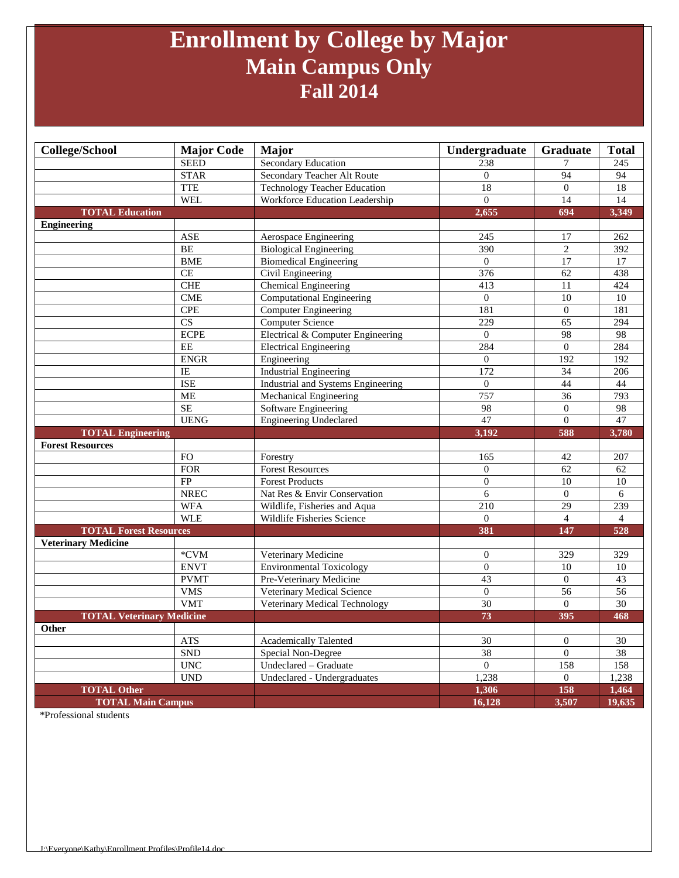# Enrollment by College by Major
## Main Campus Only
## Fall 2014

| College/School | Major Code | Major | Undergraduate | Graduate | Total |
|---|---|---|---|---|---|
| | SEED | Secondary Education | 238 | 7 | 245 |
| | STAR | Secondary Teacher Alt Route | 0 | 94 | 94 |
| | TTE | Technology Teacher Education | 18 | 0 | 18 |
| | WEL | Workforce Education Leadership | 0 | 14 | 14 |
| **TOTAL Education** | | | **2,655** | **694** | **3,349** |
| **Engineering** | | | | | |
| | ASE | Aerospace Engineering | 245 | 17 | 262 |
| | BE | Biological Engineering | 390 | 2 | 392 |
| | BME | Biomedical Engineering | 0 | 17 | 17 |
| | CE | Civil Engineering | 376 | 62 | 438 |
| | CHE | Chemical Engineering | 413 | 11 | 424 |
| | CME | Computational Engineering | 0 | 10 | 10 |
| | CPE | Computer Engineering | 181 | 0 | 181 |
| | CS | Computer Science | 229 | 65 | 294 |
| | ECPE | Electrical & Computer Engineering | 0 | 98 | 98 |
| | EE | Electrical Engineering | 284 | 0 | 284 |
| | ENGR | Engineering | 0 | 192 | 192 |
| | IE | Industrial Engineering | 172 | 34 | 206 |
| | ISE | Industrial and Systems Engineering | 0 | 44 | 44 |
| | ME | Mechanical Engineering | 757 | 36 | 793 |
| | SE | Software Engineering | 98 | 0 | 98 |
| | UENG | Engineering Undeclared | 47 | 0 | 47 |
| **TOTAL Engineering** | | | **3,192** | **588** | **3,780** |
| **Forest Resources** | | | | | |
| | FO | Forestry | 165 | 42 | 207 |
| | FOR | Forest Resources | 0 | 62 | 62 |
| | FP | Forest Products | 0 | 10 | 10 |
| | NREC | Nat Res & Envir Conservation | 6 | 0 | 6 |
| | WFA | Wildlife, Fisheries and Aqua | 210 | 29 | 239 |
| | WLE | Wildlife Fisheries Science | 0 | 4 | 4 |
| **TOTAL Forest Resources** | | | **381** | **147** | **528** |
| **Veterinary Medicine** | | | | | |
| | *CVM | Veterinary Medicine | 0 | 329 | 329 |
| | ENVT | Environmental Toxicology | 0 | 10 | 10 |
| | PVMT | Pre-Veterinary Medicine | 43 | 0 | 43 |
| | VMS | Veterinary Medical Science | 0 | 56 | 56 |
| | VMT | Veterinary Medical Technology | 30 | 0 | 30 |
| **TOTAL Veterinary Medicine** | | | **73** | **395** | **468** |
| **Other** | | | | | |
| | ATS | Academically Talented | 30 | 0 | 30 |
| | SND | Special Non-Degree | 38 | 0 | 38 |
| | UNC | Undeclared – Graduate | 0 | 158 | 158 |
| | UND | Undeclared - Undergraduates | 1,238 | 0 | 1,238 |
| **TOTAL Other** | | | **1,306** | **158** | **1,464** |
| **TOTAL Main Campus** | | | **16,128** | **3,507** | **19,635** |

*Professional students

J:\Everyone\Kathy\Enrollment Profiles\Profile14.doc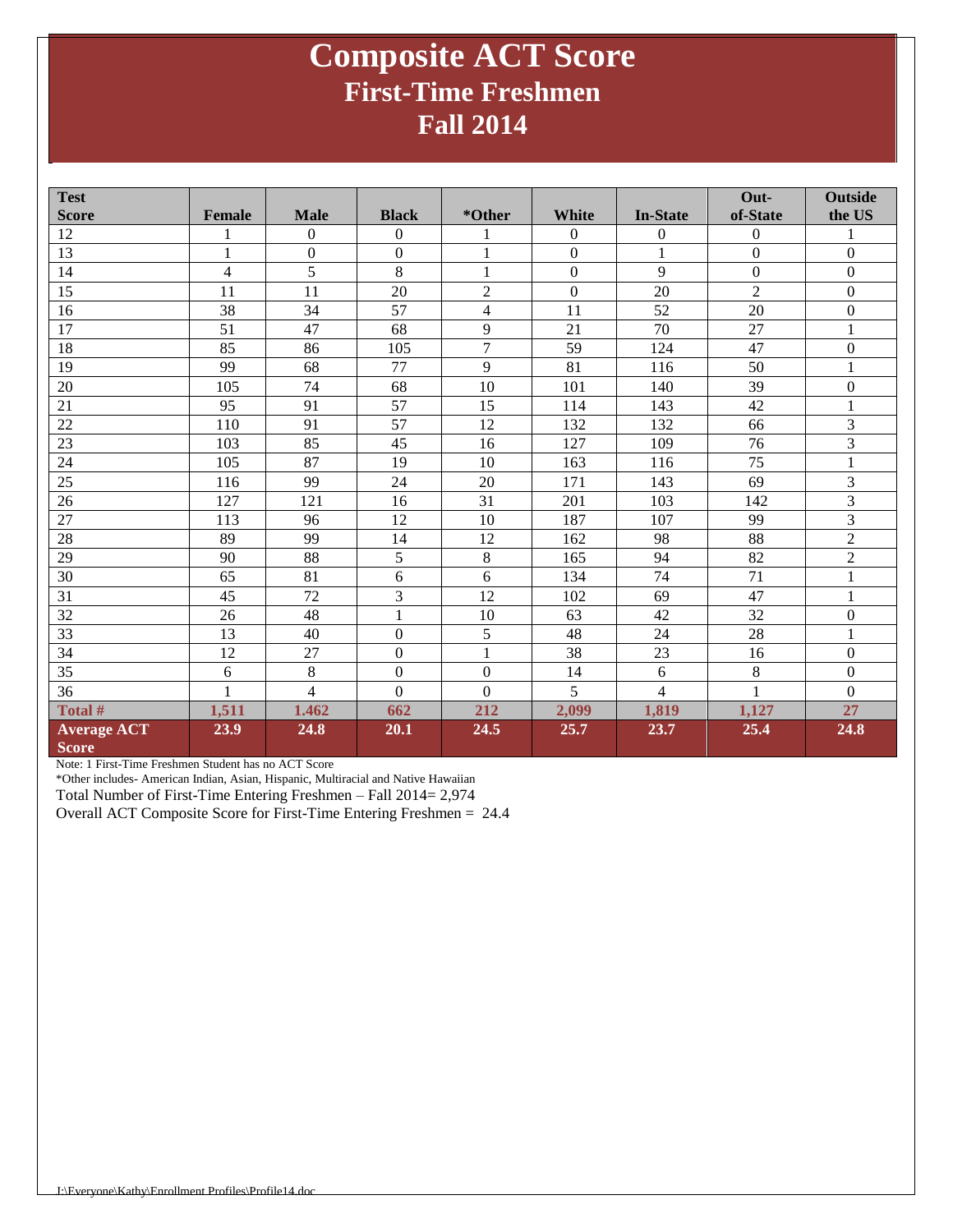# Composite ACT Score
## First-Time Freshmen
## Fall 2014

| Test Score | Female | Male | Black | *Other | White | In-State | Out-of-State | Outside the US |
|---|---|---|---|---|---|---|---|---|
| 12 | 1 | 0 | 0 | 1 | 0 | 0 | 0 | 1 |
| 13 | 1 | 0 | 0 | 1 | 0 | 1 | 0 | 0 |
| 14 | 4 | 5 | 8 | 1 | 0 | 9 | 0 | 0 |
| 15 | 11 | 11 | 20 | 2 | 0 | 20 | 2 | 0 |
| 16 | 38 | 34 | 57 | 4 | 11 | 52 | 20 | 0 |
| 17 | 51 | 47 | 68 | 9 | 21 | 70 | 27 | 1 |
| 18 | 85 | 86 | 105 | 7 | 59 | 124 | 47 | 0 |
| 19 | 99 | 68 | 77 | 9 | 81 | 116 | 50 | 1 |
| 20 | 105 | 74 | 68 | 10 | 101 | 140 | 39 | 0 |
| 21 | 95 | 91 | 57 | 15 | 114 | 143 | 42 | 1 |
| 22 | 110 | 91 | 57 | 12 | 132 | 132 | 66 | 3 |
| 23 | 103 | 85 | 45 | 16 | 127 | 109 | 76 | 3 |
| 24 | 105 | 87 | 19 | 10 | 163 | 116 | 75 | 1 |
| 25 | 116 | 99 | 24 | 20 | 171 | 143 | 69 | 3 |
| 26 | 127 | 121 | 16 | 31 | 201 | 103 | 142 | 3 |
| 27 | 113 | 96 | 12 | 10 | 187 | 107 | 99 | 3 |
| 28 | 89 | 99 | 14 | 12 | 162 | 98 | 88 | 2 |
| 29 | 90 | 88 | 5 | 8 | 165 | 94 | 82 | 2 |
| 30 | 65 | 81 | 6 | 6 | 134 | 74 | 71 | 1 |
| 31 | 45 | 72 | 3 | 12 | 102 | 69 | 47 | 1 |
| 32 | 26 | 48 | 1 | 10 | 63 | 42 | 32 | 0 |
| 33 | 13 | 40 | 0 | 5 | 48 | 24 | 28 | 1 |
| 34 | 12 | 27 | 0 | 1 | 38 | 23 | 16 | 0 |
| 35 | 6 | 8 | 0 | 0 | 14 | 6 | 8 | 0 |
| 36 | 1 | 4 | 0 | 0 | 5 | 4 | 1 | 0 |
| **Total #** | **1,511** | **1.462** | **662** | **212** | **2,099** | **1,819** | **1,127** | **27** |
| **Average ACT Score** | **23.9** | **24.8** | **20.1** | **24.5** | **25.7** | **23.7** | **25.4** | **24.8** |

Note: 1 First-Time Freshmen Student has no ACT Score

*Other includes- American Indian, Asian, Hispanic, Multiracial and Native Hawaiian

Total Number of First-Time Entering Freshmen – Fall 2014= 2,974

Overall ACT Composite Score for First-Time Entering Freshmen = 24.4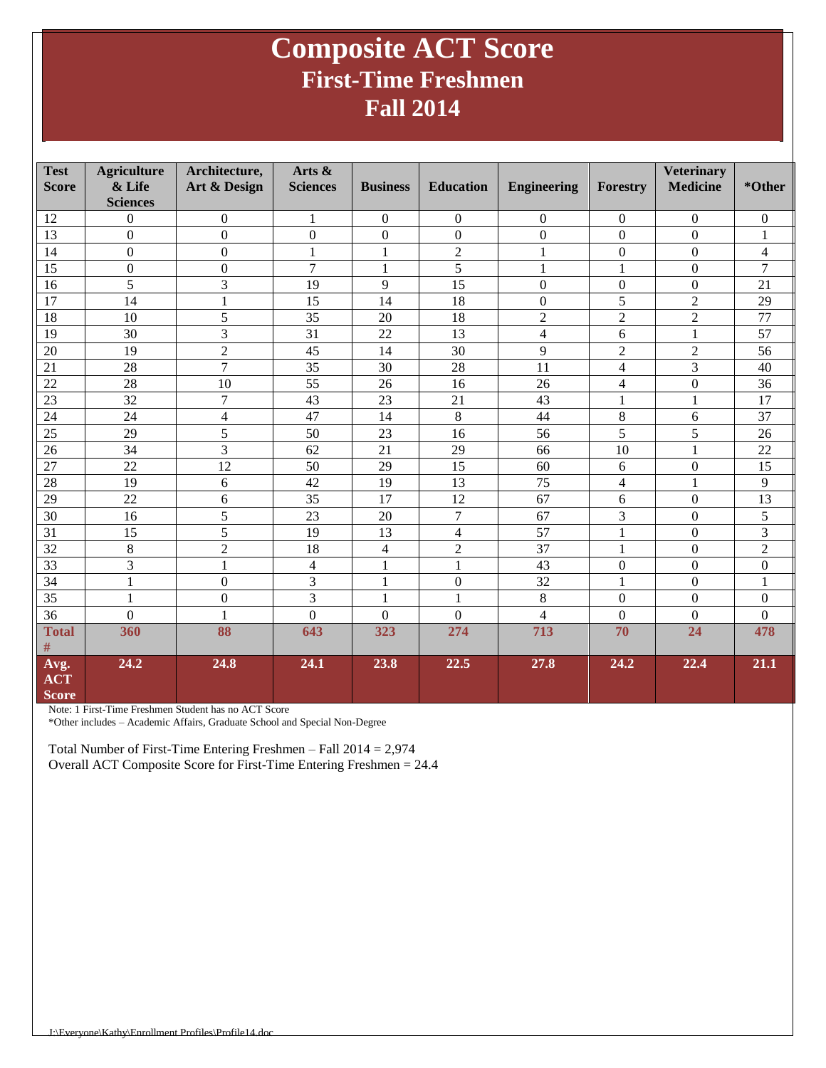# Composite ACT Score
## First-Time Freshmen
## Fall 2014

| Test Score | Agriculture & Life Sciences | Architecture, Art & Design | Arts & Sciences | Business | Education | Engineering | Forestry | Veterinary Medicine | *Other |
|---|---|---|---|---|---|---|---|---|---|
| 12 | 0 | 0 | 1 | 0 | 0 | 0 | 0 | 0 | 0 |
| 13 | 0 | 0 | 0 | 0 | 0 | 0 | 0 | 0 | 1 |
| 14 | 0 | 0 | 1 | 1 | 2 | 1 | 0 | 0 | 4 |
| 15 | 0 | 0 | 7 | 1 | 5 | 1 | 1 | 0 | 7 |
| 16 | 5 | 3 | 19 | 9 | 15 | 0 | 0 | 0 | 21 |
| 17 | 14 | 1 | 15 | 14 | 18 | 0 | 5 | 2 | 29 |
| 18 | 10 | 5 | 35 | 20 | 18 | 2 | 2 | 2 | 77 |
| 19 | 30 | 3 | 31 | 22 | 13 | 4 | 6 | 1 | 57 |
| 20 | 19 | 2 | 45 | 14 | 30 | 9 | 2 | 2 | 56 |
| 21 | 28 | 7 | 35 | 30 | 28 | 11 | 4 | 3 | 40 |
| 22 | 28 | 10 | 55 | 26 | 16 | 26 | 4 | 0 | 36 |
| 23 | 32 | 7 | 43 | 23 | 21 | 43 | 1 | 1 | 17 |
| 24 | 24 | 4 | 47 | 14 | 8 | 44 | 8 | 6 | 37 |
| 25 | 29 | 5 | 50 | 23 | 16 | 56 | 5 | 5 | 26 |
| 26 | 34 | 3 | 62 | 21 | 29 | 66 | 10 | 1 | 22 |
| 27 | 22 | 12 | 50 | 29 | 15 | 60 | 6 | 0 | 15 |
| 28 | 19 | 6 | 42 | 19 | 13 | 75 | 4 | 1 | 9 |
| 29 | 22 | 6 | 35 | 17 | 12 | 67 | 6 | 0 | 13 |
| 30 | 16 | 5 | 23 | 20 | 7 | 67 | 3 | 0 | 5 |
| 31 | 15 | 5 | 19 | 13 | 4 | 57 | 1 | 0 | 3 |
| 32 | 8 | 2 | 18 | 4 | 2 | 37 | 1 | 0 | 2 |
| 33 | 3 | 1 | 4 | 1 | 1 | 43 | 0 | 0 | 0 |
| 34 | 1 | 0 | 3 | 1 | 0 | 32 | 1 | 0 | 1 |
| 35 | 1 | 0 | 3 | 1 | 1 | 8 | 0 | 0 | 0 |
| 36 | 0 | 1 | 0 | 0 | 0 | 4 | 0 | 0 | 0 |
| **Total #** | **360** | **88** | **643** | **323** | **274** | **713** | **70** | **24** | **478** |
| **Avg. ACT Score** | **24.2** | **24.8** | **24.1** | **23.8** | **22.5** | **27.8** | **24.2** | **22.4** | **21.1** |

Note: 1 First-Time Freshmen Student has no ACT Score

*Other includes – Academic Affairs, Graduate School and Special Non-Degree

Total Number of First-Time Entering Freshmen – Fall 2014 = 2,974

Overall ACT Composite Score for First-Time Entering Freshmen = 24.4

J:\Everyone\Kathy\Enrollment Profiles\Profile14.doc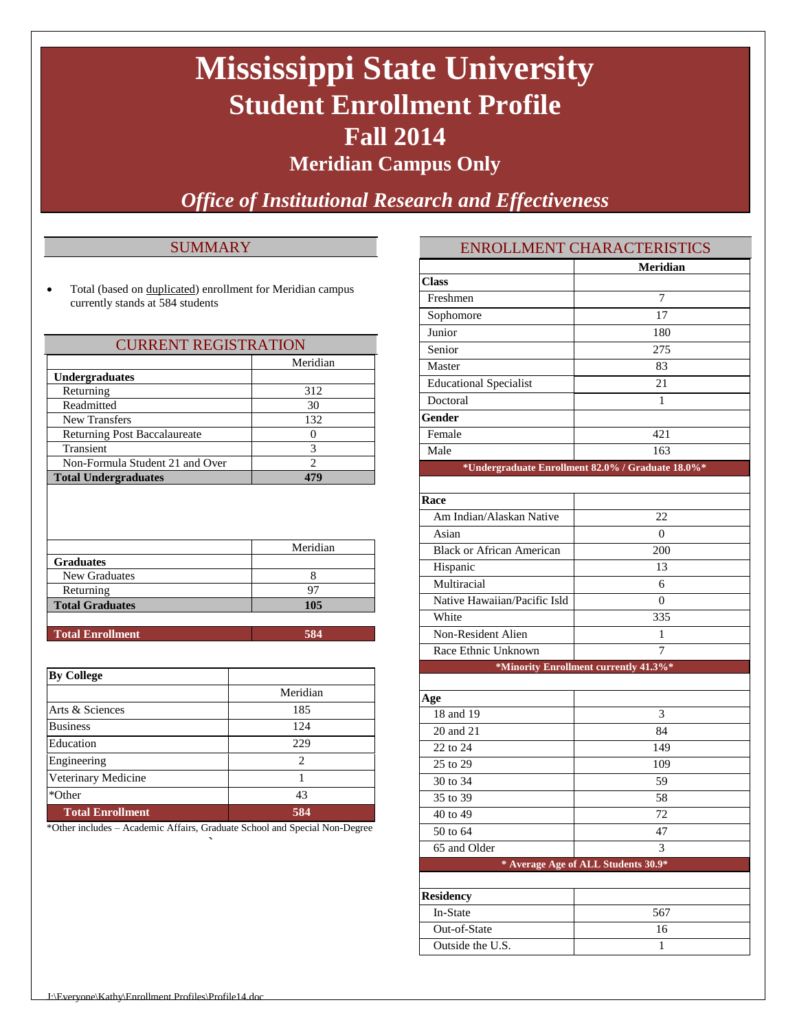# Mississippi State University
## Student Enrollment Profile
## Fall 2014
### Meridian Campus Only

*Office of Institutional Research and Effectiveness*

## SUMMARY

- Total (based on duplicated) enrollment for Meridian campus currently stands at 584 students

## CURRENT REGISTRATION

| | Meridian |
|---|---|
| **Undergraduates** | |
| Returning | 312 |
| Readmitted | 30 |
| New Transfers | 132 |
| Returning Post Baccalaureate | 0 |
| Transient | 3 |
| Non-Formula Student 21 and Over | 2 |
| **Total Undergraduates** | **479** |

| | Meridian |
|---|---|
| **Graduates** | |
| New Graduates | 8 |
| Returning | 97 |
| **Total Graduates** | **105** |
| **Total Enrollment** | **584** |

| By College | |
|---|---|
| | Meridian |
| Arts & Sciences | 185 |
| Business | 124 |
| Education | 229 |
| Engineering | 2 |
| Veterinary Medicine | 1 |
| *Other | 43 |
| **Total Enrollment** | **584** |

*Other includes – Academic Affairs, Graduate School and Special Non-Degree

## ENROLLMENT CHARACTERISTICS

| | Meridian |
|---|---|
| **Class** | |
| Freshmen | 7 |
| Sophomore | 17 |
| Junior | 180 |
| Senior | 275 |
| Master | 83 |
| Educational Specialist | 21 |
| Doctoral | 1 |
| **Gender** | |
| Female | 421 |
| Male | 163 |
| ***Undergraduate Enrollment 82.0% / Graduate 18.0%*** | |
| **Race** | |
| Am Indian/Alaskan Native | 22 |
| Asian | 0 |
| Black or African American | 200 |
| Hispanic | 13 |
| Multiracial | 6 |
| Native Hawaiian/Pacific Isld | 0 |
| White | 335 |
| Non-Resident Alien | 1 |
| Race Ethnic Unknown | 7 |
| ***Minority Enrollment currently 41.3%*** | |
| **Age** | |
| 18 and 19 | 3 |
| 20 and 21 | 84 |
| 22 to 24 | 149 |
| 25 to 29 | 109 |
| 30 to 34 | 59 |
| 35 to 39 | 58 |
| 40 to 49 | 72 |
| 50 to 64 | 47 |
| 65 and Older | 3 |
| *** Average Age of ALL Students 30.9*** | |
| **Residency** | |
| In-State | 567 |
| Out-of-State | 16 |
| Outside the U.S. | 1 |